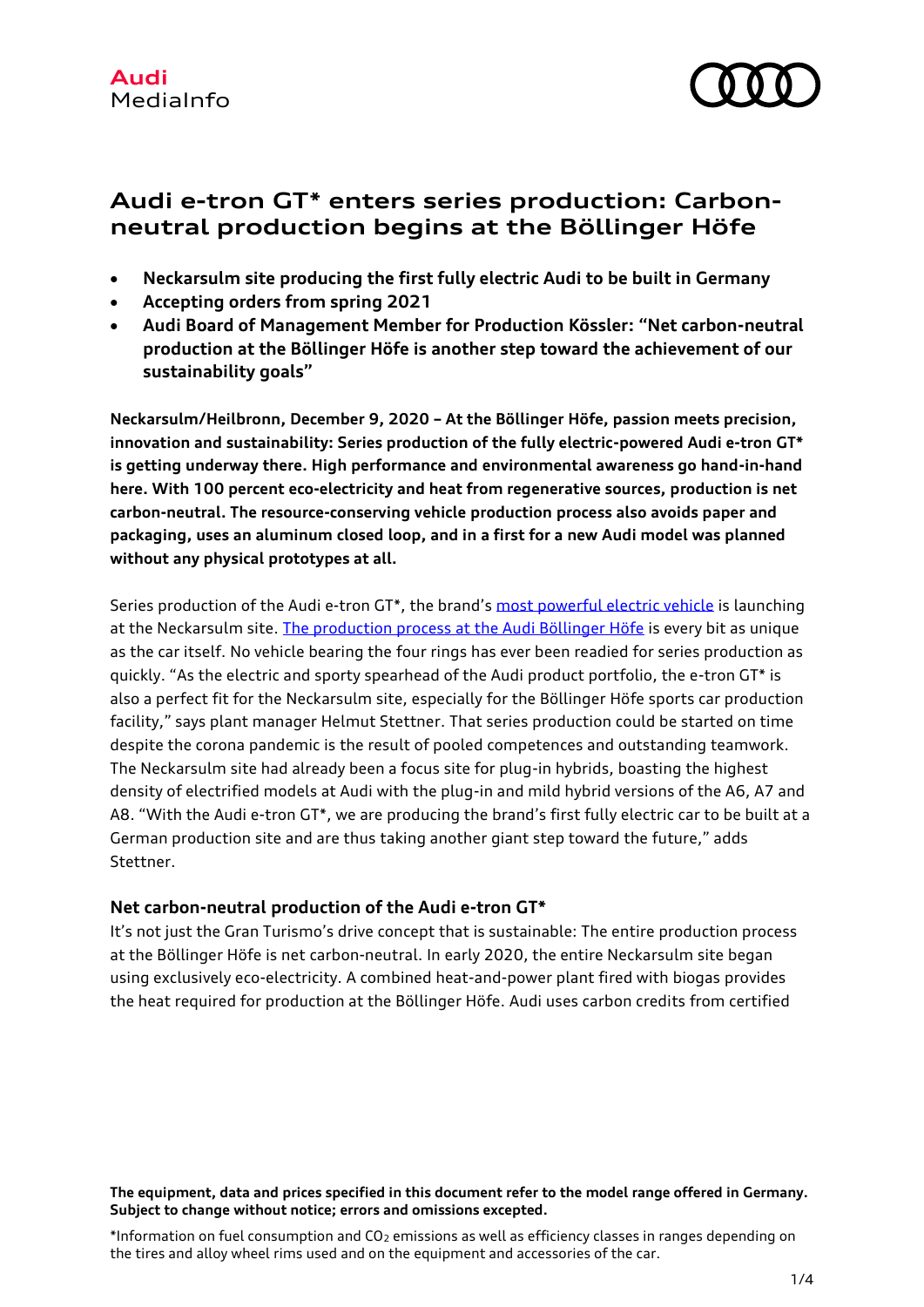Audi
MediaInfo

# Audi e-tron GT* enters series production: Carbon-neutral production begins at the Böllinger Höfe

- **Neckarsulm site producing the first fully electric Audi to be built in Germany**
- **Accepting orders from spring 2021**
- **Audi Board of Management Member for Production Kössler: “Net carbon-neutral production at the Böllinger Höfe is another step toward the achievement of our sustainability goals”**

**Neckarsulm/Heilbronn, December 9, 2020 – At the Böllinger Höfe, passion meets precision, innovation and sustainability: Series production of the fully electric-powered Audi e-tron GT* is getting underway there. High performance and environmental awareness go hand-in-hand here. With 100 percent eco-electricity and heat from regenerative sources, production is net carbon-neutral. The resource-conserving vehicle production process also avoids paper and packaging, uses an aluminum closed loop, and in a first for a new Audi model was planned without any physical prototypes at all.**

Series production of the Audi e-tron GT*, the brand’s most powerful electric vehicle is launching at the Neckarsulm site. The production process at the Audi Böllinger Höfe is every bit as unique as the car itself. No vehicle bearing the four rings has ever been readied for series production as quickly. “As the electric and sporty spearhead of the Audi product portfolio, the e-tron GT* is also a perfect fit for the Neckarsulm site, especially for the Böllinger Höfe sports car production facility,” says plant manager Helmut Stettner. That series production could be started on time despite the corona pandemic is the result of pooled competences and outstanding teamwork. The Neckarsulm site had already been a focus site for plug-in hybrids, boasting the highest density of electrified models at Audi with the plug-in and mild hybrid versions of the A6, A7 and A8. “With the Audi e-tron GT*, we are producing the brand’s first fully electric car to be built at a German production site and are thus taking another giant step toward the future,” adds Stettner.

### Net carbon-neutral production of the Audi e-tron GT*

It’s not just the Gran Turismo’s drive concept that is sustainable: The entire production process at the Böllinger Höfe is net carbon-neutral. In early 2020, the entire Neckarsulm site began using exclusively eco-electricity. A combined heat-and-power plant fired with biogas provides the heat required for production at the Böllinger Höfe. Audi uses carbon credits from certified

**The equipment, data and prices specified in this document refer to the model range offered in Germany. Subject to change without notice; errors and omissions excepted.**

*Information on fuel consumption and $CO_2$ emissions as well as efficiency classes in ranges depending on the tires and alloy wheel rims used and on the equipment and accessories of the car.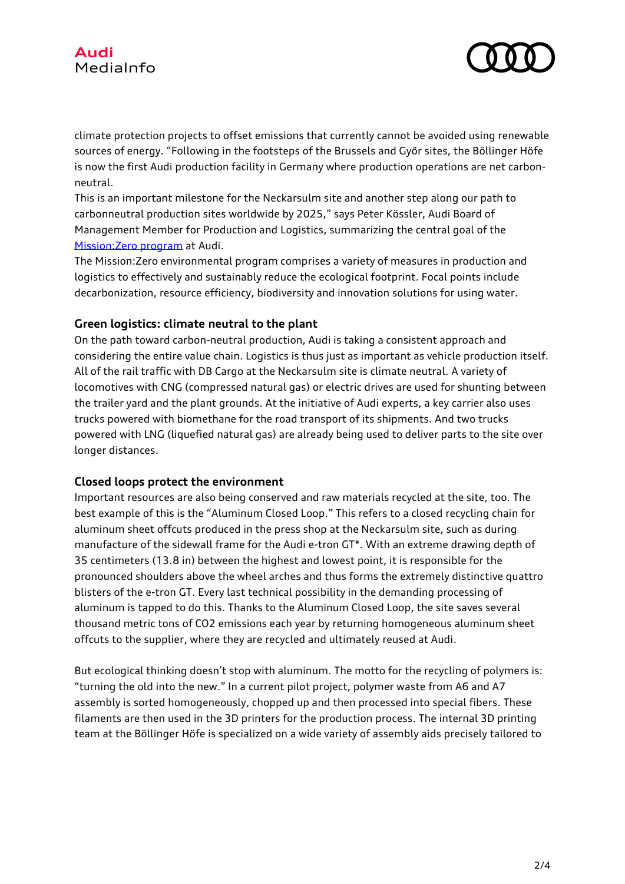climate protection projects to offset emissions that currently cannot be avoided using renewable sources of energy. “Following in the footsteps of the Brussels and Győr sites, the Böllinger Höfe is now the first Audi production facility in Germany where production operations are net carbon-neutral.

This is an important milestone for the Neckarsulm site and another step along our path to carbonneutral production sites worldwide by 2025,” says Peter Kössler, Audi Board of Management Member for Production and Logistics, summarizing the central goal of the Mission:Zero program at Audi.

The Mission:Zero environmental program comprises a variety of measures in production and logistics to effectively and sustainably reduce the ecological footprint. Focal points include decarbonization, resource efficiency, biodiversity and innovation solutions for using water.

## Green logistics: climate neutral to the plant

On the path toward carbon-neutral production, Audi is taking a consistent approach and considering the entire value chain. Logistics is thus just as important as vehicle production itself. All of the rail traffic with DB Cargo at the Neckarsulm site is climate neutral. A variety of locomotives with CNG (compressed natural gas) or electric drives are used for shunting between the trailer yard and the plant grounds. At the initiative of Audi experts, a key carrier also uses trucks powered with biomethane for the road transport of its shipments. And two trucks powered with LNG (liquefied natural gas) are already being used to deliver parts to the site over longer distances.

## Closed loops protect the environment

Important resources are also being conserved and raw materials recycled at the site, too. The best example of this is the “Aluminum Closed Loop.” This refers to a closed recycling chain for aluminum sheet offcuts produced in the press shop at the Neckarsulm site, such as during manufacture of the sidewall frame for the Audi e-tron GT*. With an extreme drawing depth of 35 centimeters (13.8 in) between the highest and lowest point, it is responsible for the pronounced shoulders above the wheel arches and thus forms the extremely distinctive quattro blisters of the e-tron GT. Every last technical possibility in the demanding processing of aluminum is tapped to do this. Thanks to the Aluminum Closed Loop, the site saves several thousand metric tons of $CO_2$ emissions each year by returning homogeneous aluminum sheet offcuts to the supplier, where they are recycled and ultimately reused at Audi.

But ecological thinking doesn’t stop with aluminum. The motto for the recycling of polymers is: “turning the old into the new.” In a current pilot project, polymer waste from A6 and A7 assembly is sorted homogeneously, chopped up and then processed into special fibers. These filaments are then used in the 3D printers for the production process. The internal 3D printing team at the Böllinger Höfe is specialized on a wide variety of assembly aids precisely tailored to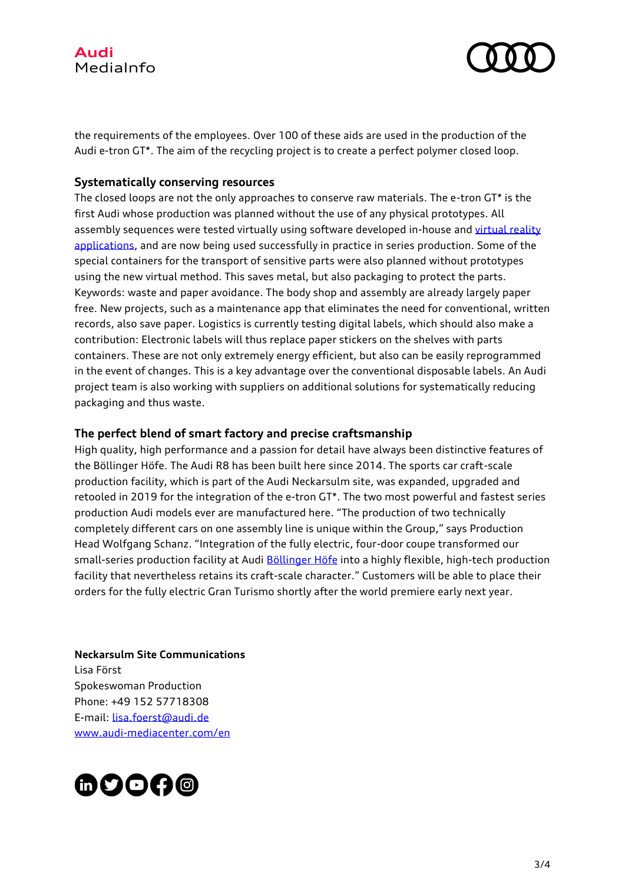the requirements of the employees. Over 100 of these aids are used in the production of the Audi e-tron GT*. The aim of the recycling project is to create a perfect polymer closed loop.

**Systematically conserving resources**
The closed loops are not the only approaches to conserve raw materials. The e-tron GT* is the first Audi whose production was planned without the use of any physical prototypes. All assembly sequences were tested virtually using software developed in-house and virtual reality applications, and are now being used successfully in practice in series production. Some of the special containers for the transport of sensitive parts were also planned without prototypes using the new virtual method. This saves metal, but also packaging to protect the parts. Keywords: waste and paper avoidance. The body shop and assembly are already largely paper free. New projects, such as a maintenance app that eliminates the need for conventional, written records, also save paper. Logistics is currently testing digital labels, which should also make a contribution: Electronic labels will thus replace paper stickers on the shelves with parts containers. These are not only extremely energy efficient, but also can be easily reprogrammed in the event of changes. This is a key advantage over the conventional disposable labels. An Audi project team is also working with suppliers on additional solutions for systematically reducing packaging and thus waste.

**The perfect blend of smart factory and precise craftsmanship**
High quality, high performance and a passion for detail have always been distinctive features of the Böllinger Höfe. The Audi R8 has been built here since 2014. The sports car craft-scale production facility, which is part of the Audi Neckarsulm site, was expanded, upgraded and retooled in 2019 for the integration of the e-tron GT*. The two most powerful and fastest series production Audi models ever are manufactured here. "The production of two technically completely different cars on one assembly line is unique within the Group," says Production Head Wolfgang Schanz. "Integration of the fully electric, four-door coupe transformed our small-series production facility at Audi Böllinger Höfe into a highly flexible, high-tech production facility that nevertheless retains its craft-scale character." Customers will be able to place their orders for the fully electric Gran Turismo shortly after the world premiere early next year.

**Neckarsulm Site Communications**
Lisa Först
Spokeswoman Production
Phone: +49 152 57718308
E-mail: lisa.foerst@audi.de
www.audi-mediacenter.com/en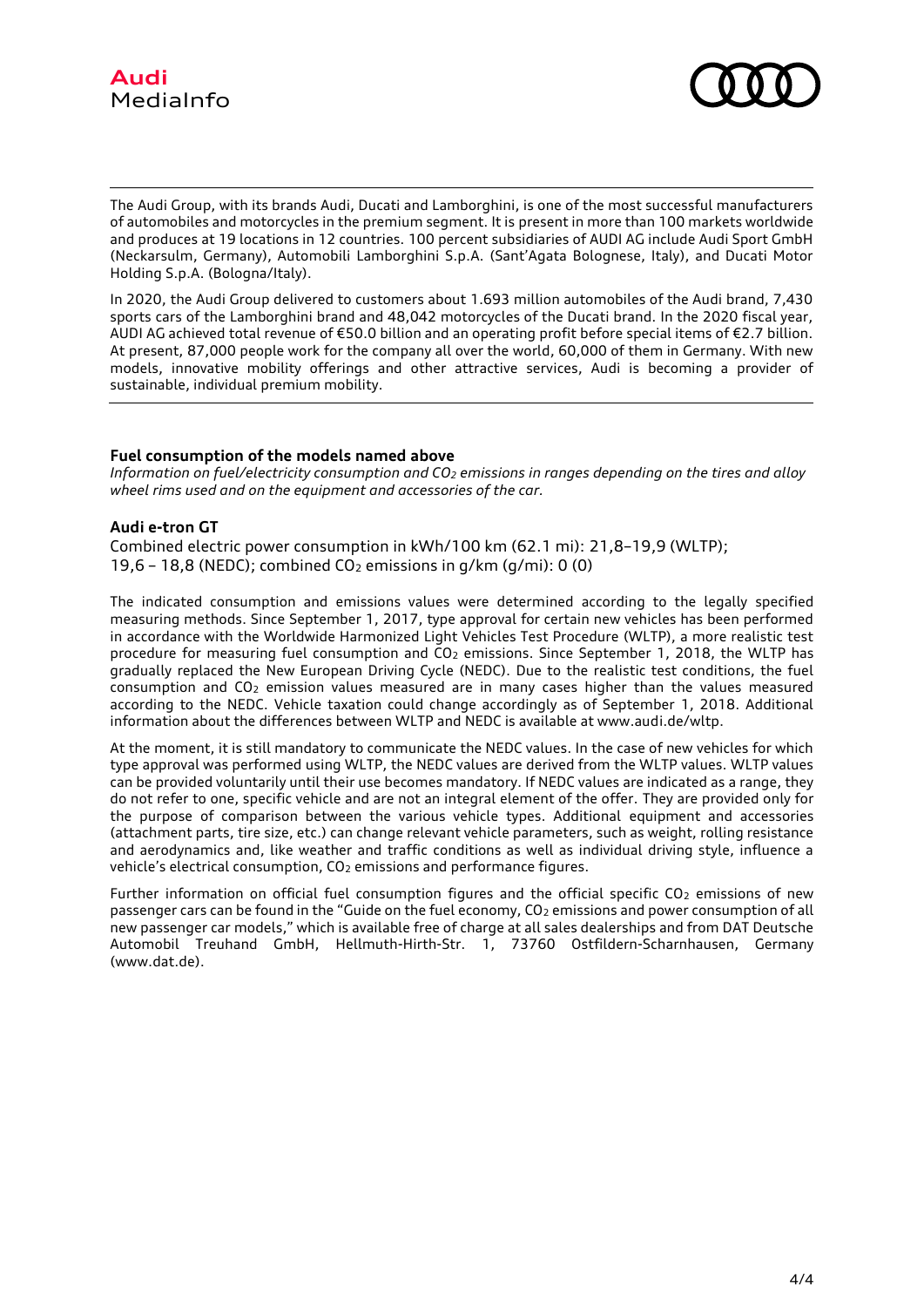The Audi Group, with its brands Audi, Ducati and Lamborghini, is one of the most successful manufacturers of automobiles and motorcycles in the premium segment. It is present in more than 100 markets worldwide and produces at 19 locations in 12 countries. 100 percent subsidiaries of AUDI AG include Audi Sport GmbH (Neckarsulm, Germany), Automobili Lamborghini S.p.A. (Sant'Agata Bolognese, Italy), and Ducati Motor Holding S.p.A. (Bologna/Italy).

In 2020, the Audi Group delivered to customers about 1.693 million automobiles of the Audi brand, 7,430 sports cars of the Lamborghini brand and 48,042 motorcycles of the Ducati brand. In the 2020 fiscal year, AUDI AG achieved total revenue of €50.0 billion and an operating profit before special items of €2.7 billion. At present, 87,000 people work for the company all over the world, 60,000 of them in Germany. With new models, innovative mobility offerings and other attractive services, Audi is becoming a provider of sustainable, individual premium mobility.

---

**Fuel consumption of the models named above**

*Information on fuel/electricity consumption and $CO_2$ emissions in ranges depending on the tires and alloy wheel rims used and on the equipment and accessories of the car.*

**Audi e-tron GT**

Combined electric power consumption in kWh/100 km (62.1 mi): 21,8–19,9 (WLTP); 19,6 – 18,8 (NEDC); combined $CO_2$ emissions in g/km (g/mi): 0 (0)

The indicated consumption and emissions values were determined according to the legally specified measuring methods. Since September 1, 2017, type approval for certain new vehicles has been performed in accordance with the Worldwide Harmonized Light Vehicles Test Procedure (WLTP), a more realistic test procedure for measuring fuel consumption and $CO_2$ emissions. Since September 1, 2018, the WLTP has gradually replaced the New European Driving Cycle (NEDC). Due to the realistic test conditions, the fuel consumption and $CO_2$ emission values measured are in many cases higher than the values measured according to the NEDC. Vehicle taxation could change accordingly as of September 1, 2018. Additional information about the differences between WLTP and NEDC is available at www.audi.de/wltp.

At the moment, it is still mandatory to communicate the NEDC values. In the case of new vehicles for which type approval was performed using WLTP, the NEDC values are derived from the WLTP values. WLTP values can be provided voluntarily until their use becomes mandatory. If NEDC values are indicated as a range, they do not refer to one, specific vehicle and are not an integral element of the offer. They are provided only for the purpose of comparison between the various vehicle types. Additional equipment and accessories (attachment parts, tire size, etc.) can change relevant vehicle parameters, such as weight, rolling resistance and aerodynamics and, like weather and traffic conditions as well as individual driving style, influence a vehicle's electrical consumption, $CO_2$ emissions and performance figures.

Further information on official fuel consumption figures and the official specific $CO_2$ emissions of new passenger cars can be found in the "Guide on the fuel economy, $CO_2$ emissions and power consumption of all new passenger car models," which is available free of charge at all sales dealerships and from DAT Deutsche Automobil Treuhand GmbH, Hellmuth-Hirth-Str. 1, 73760 Ostfildern-Scharnhausen, Germany (www.dat.de).